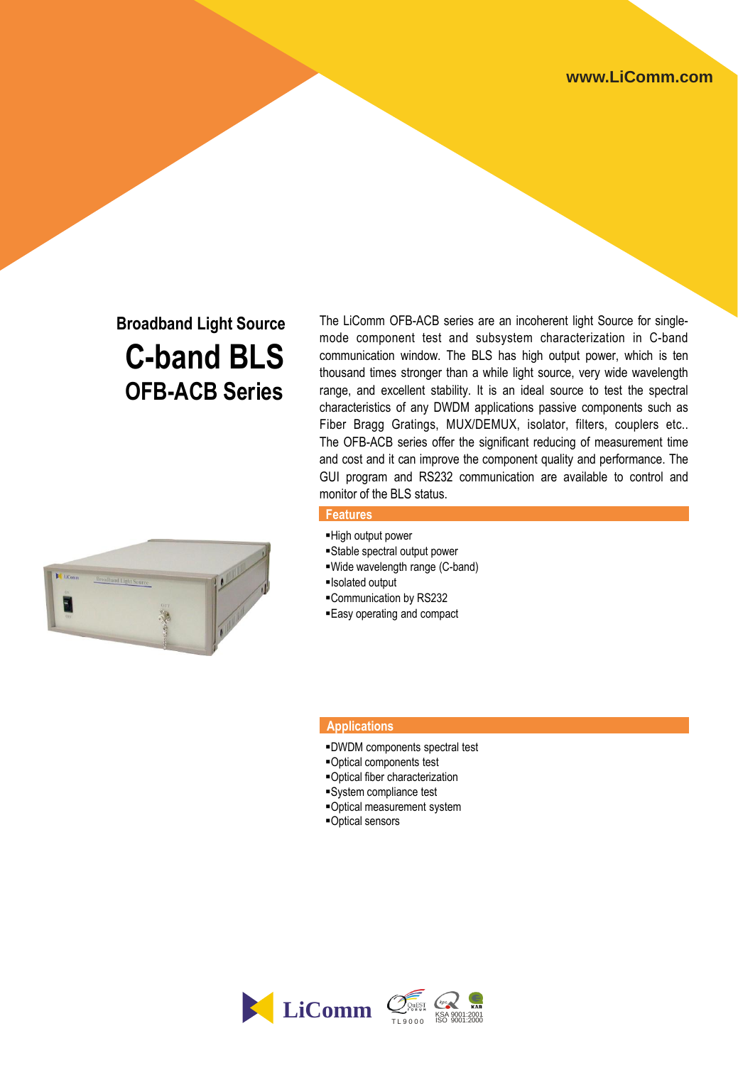www.LiComm.com

## Broadband Light Source

# C-band BLS

## OFB-ACB Series

The LiComm OFB-ACB series are an incoherent light Source for single-mode component test and subsystem characterization in C-band communication window. The BLS has high output power, which is ten thousand times stronger than a while light source, very wide wavelength range, and excellent stability. It is an ideal source to test the spectral characteristics of any DWDM applications passive components such as Fiber Bragg Gratings, MUX/DEMUX, isolator, filters, couplers etc.. The OFB-ACB series offer the significant reducing of measurement time and cost and it can improve the component quality and performance. The GUI program and RS232 communication are available to control and monitor of the BLS status.

### Features

- High output power
- Stable spectral output power
- Wide wavelength range (C-band)
- Isolated output
- Communication by RS232
- Easy operating and compact

### Applications

- DWDM components spectral test
- Optical components test
- Optical fiber characterization
- System compliance test
- Optical measurement system
- Optical sensors

LiComm TL9000 KSA 9001:2001 ISO 9001:2000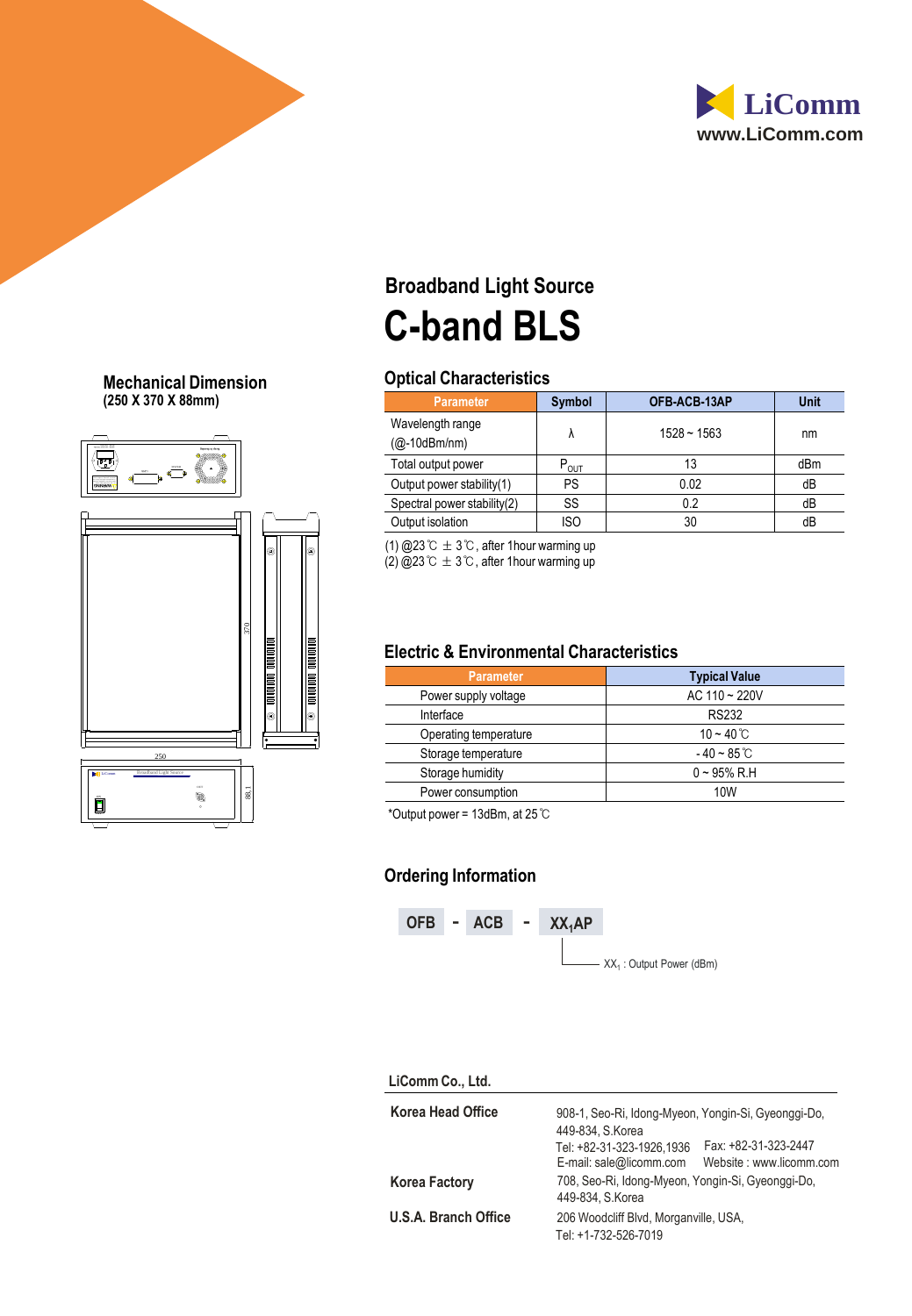LiComm
www.LiComm.com

## Broadband Light Source

# C-band BLS

### Mechanical Dimension
**(250 X 370 X 88mm)**

250

370

88.1

### Optical Characteristics

| Parameter | Symbol | OFB-ACB-13AP | Unit |
|---|---|---|---|
| Wavelength range (@-10dBm/nm) | λ | 1528 ~ 1563 | nm |
| Total output power | $P_{OUT}$ | 13 | dBm |
| Output power stability(1) | PS | 0.02 | dB |
| Spectral power stability(2) | SS | 0.2 | dB |
| Output isolation | ISO | 30 | dB |

(1) @23℃ ± 3℃, after 1hour warming up
(2) @23℃ ± 3℃, after 1hour warming up

### Electric & Environmental Characteristics

| Parameter | Typical Value |
|---|---|
| Power supply voltage | AC 110 ~ 220V |
| Interface | RS232 |
| Operating temperature | 10 ~ 40℃ |
| Storage temperature | - 40 ~ 85℃ |
| Storage humidity | 0 ~ 95% R.H |
| Power consumption | 10W |

*Output power = 13dBm, at 25℃

### Ordering Information

OFB - ACB - $XX_1$AP

$XX_1$ : Output Power (dBm)

**LiComm Co., Ltd.**

**Korea Head Office**
908-1, Seo-Ri, Idong-Myeon, Yongin-Si, Gyeonggi-Do, 449-834, S.Korea
Tel: +82-31-323-1926,1936 Fax: +82-31-323-2447
E-mail: sale@licomm.com Website : www.licomm.com

**Korea Factory**
708, Seo-Ri, Idong-Myeon, Yongin-Si, Gyeonggi-Do, 449-834, S.Korea

**U.S.A. Branch Office**
206 Woodcliff Blvd, Morganville, USA,
Tel: +1-732-526-7019